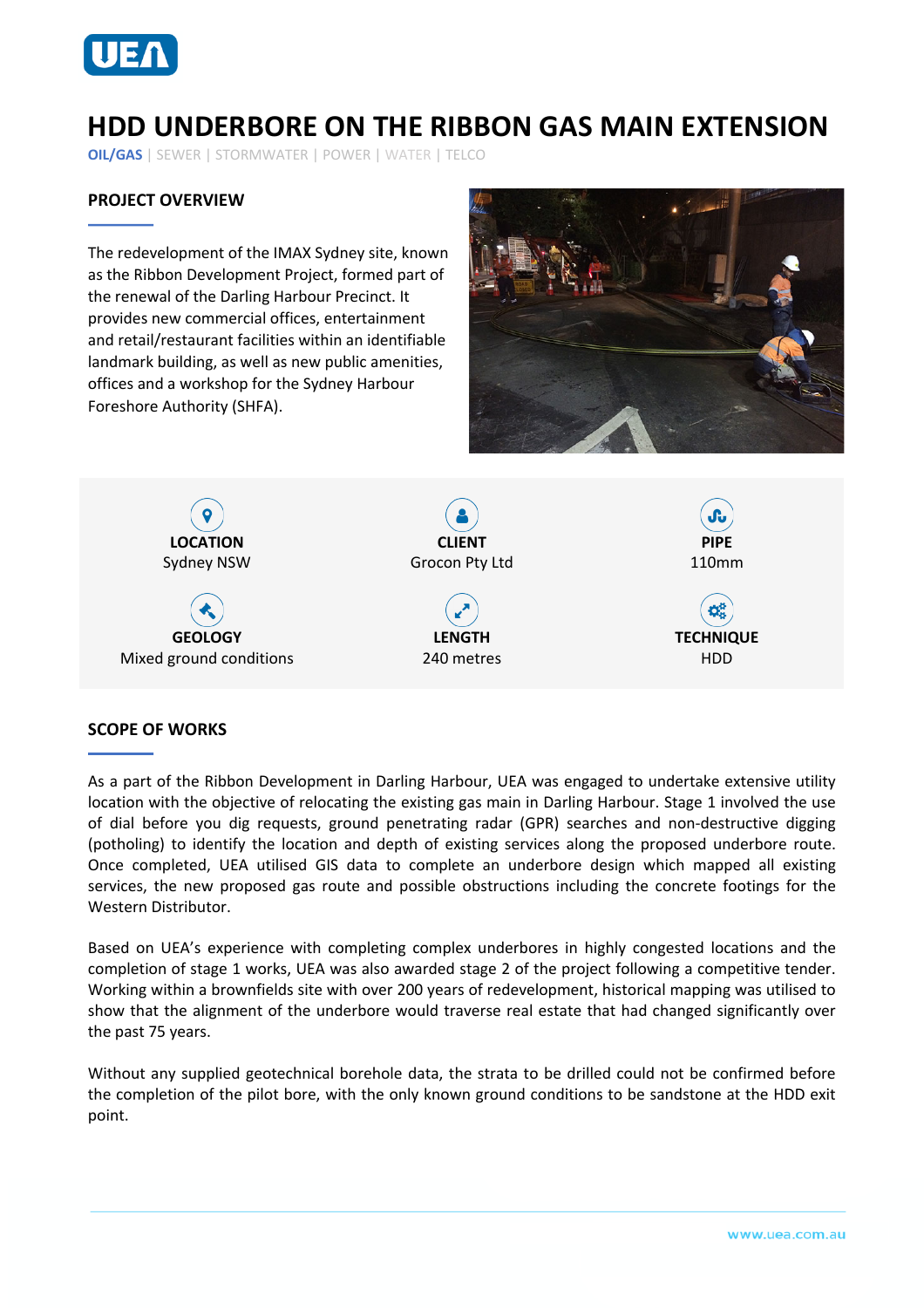# HDD UNDERBORE ON THE RIBBON GAS MAIN EXTENSION

**OIL/GAS** | SEWER | STORMWATER | POWER | WATER | TELCO

## PROJECT OVERVIEW

The redevelopment of the IMAX Sydney site, known as the Ribbon Development Project, formed part of the renewal of the Darling Harbour Precinct. It provides new commercial offices, entertainment and retail/restaurant facilities within an identifiable landmark building, as well as new public amenities, offices and a workshop for the Sydney Harbour Foreshore Authority (SHFA).

| LOCATION | CLIENT | PIPE |
| --- | --- | --- |
| Sydney NSW | Grocon Pty Ltd | 110mm |
| **GEOLOGY** | **LENGTH** | **TECHNIQUE** |
| Mixed ground conditions | 240 metres | HDD |

## SCOPE OF WORKS

As a part of the Ribbon Development in Darling Harbour, UEA was engaged to undertake extensive utility location with the objective of relocating the existing gas main in Darling Harbour. Stage 1 involved the use of dial before you dig requests, ground penetrating radar (GPR) searches and non-destructive digging (potholing) to identify the location and depth of existing services along the proposed underbore route. Once completed, UEA utilised GIS data to complete an underbore design which mapped all existing services, the new proposed gas route and possible obstructions including the concrete footings for the Western Distributor.

Based on UEA's experience with completing complex underbores in highly congested locations and the completion of stage 1 works, UEA was also awarded stage 2 of the project following a competitive tender. Working within a brownfields site with over 200 years of redevelopment, historical mapping was utilised to show that the alignment of the underbore would traverse real estate that had changed significantly over the past 75 years.

Without any supplied geotechnical borehole data, the strata to be drilled could not be confirmed before the completion of the pilot bore, with the only known ground conditions to be sandstone at the HDD exit point.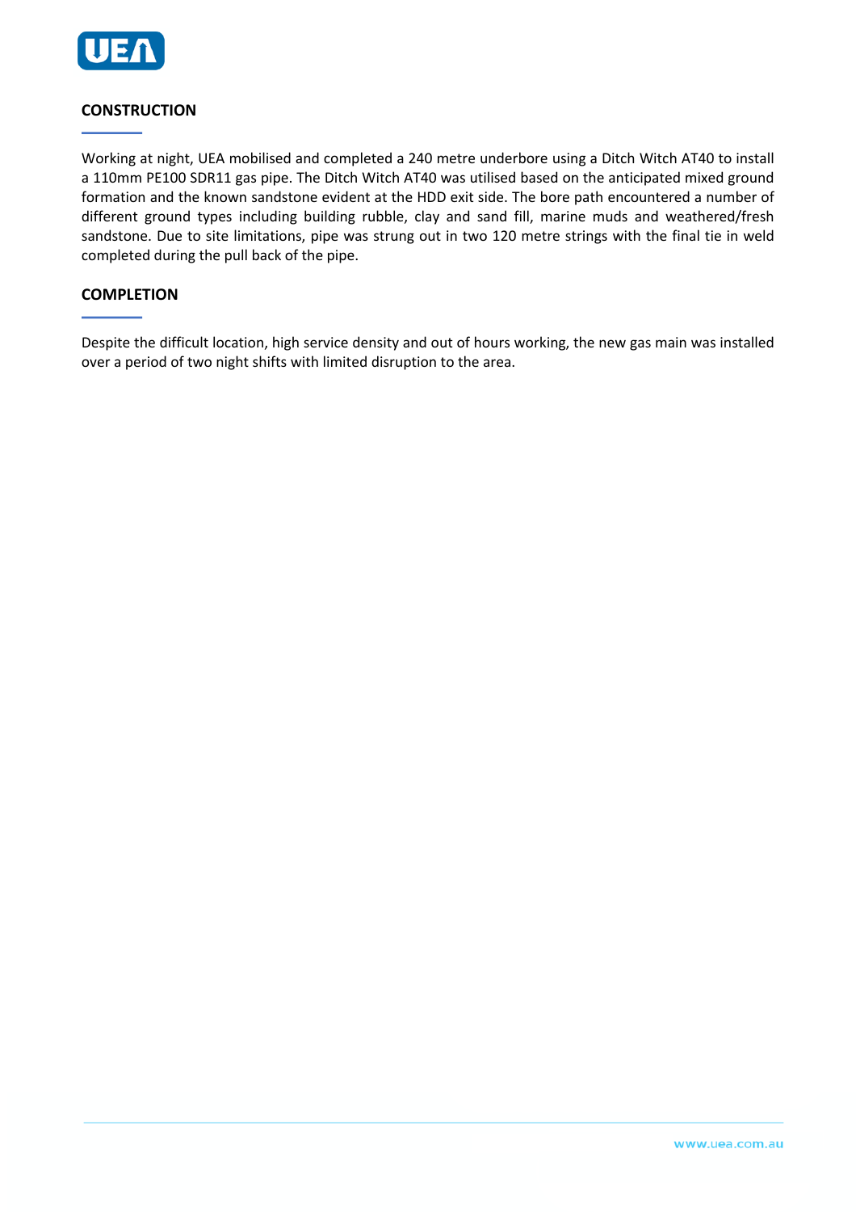## CONSTRUCTION

Working at night, UEA mobilised and completed a 240 metre underbore using a Ditch Witch AT40 to install a 110mm PE100 SDR11 gas pipe. The Ditch Witch AT40 was utilised based on the anticipated mixed ground formation and the known sandstone evident at the HDD exit side. The bore path encountered a number of different ground types including building rubble, clay and sand fill, marine muds and weathered/fresh sandstone. Due to site limitations, pipe was strung out in two 120 metre strings with the final tie in weld completed during the pull back of the pipe.

## COMPLETION

Despite the difficult location, high service density and out of hours working, the new gas main was installed over a period of two night shifts with limited disruption to the area.